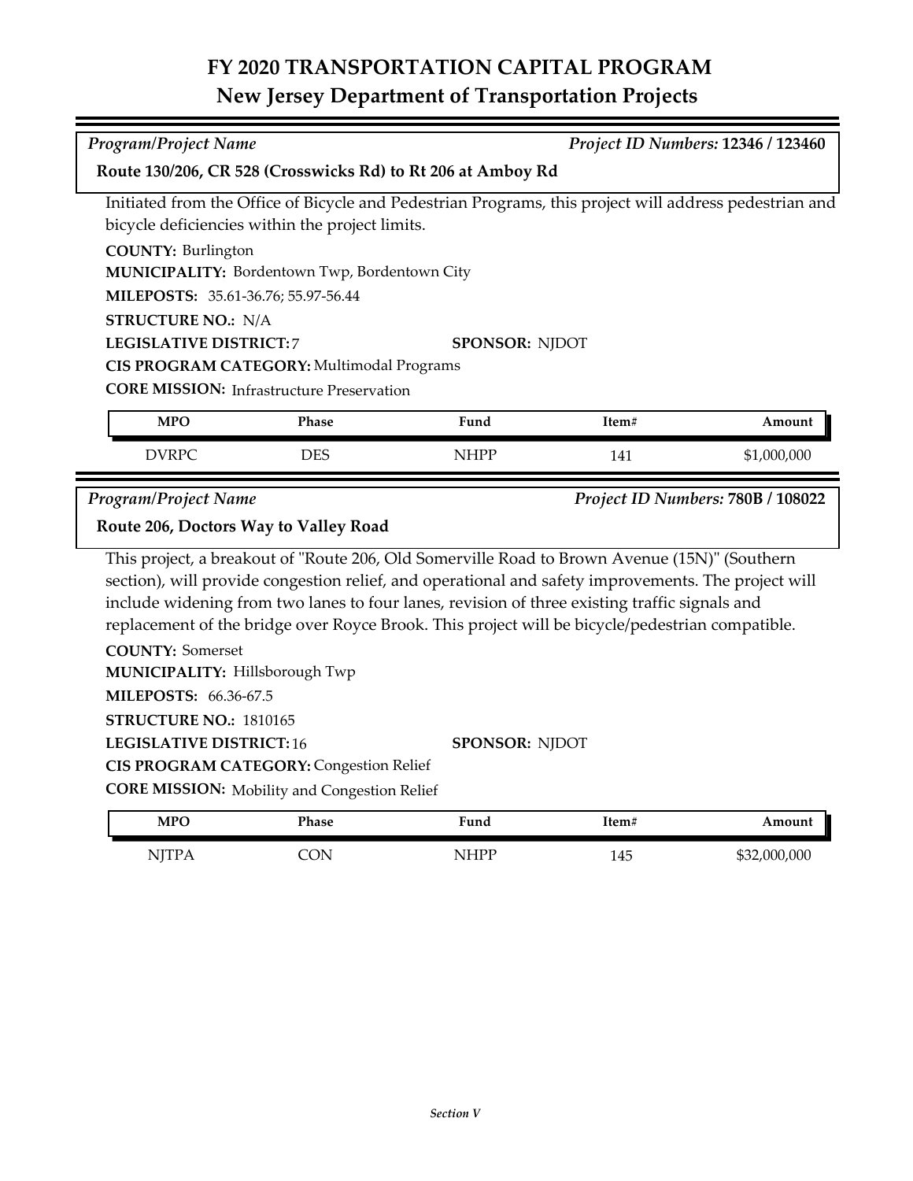# FY 2020 TRANSPORTATION CAPITAL PROGRAM
## New Jersey Department of Transportation Projects

*Program/Project Name* *Project ID Numbers:* **12346 / 123460**

**Route 130/206, CR 528 (Crosswicks Rd) to Rt 206 at Amboy Rd**

Initiated from the Office of Bicycle and Pedestrian Programs, this project will address pedestrian and bicycle deficiencies within the project limits.

**COUNTY:** Burlington
**MUNICIPALITY:** Bordentown Twp, Bordentown City
**MILEPOSTS:** 35.61-36.76; 55.97-56.44
**STRUCTURE NO.:** N/A
**LEGISLATIVE DISTRICT:** 7
**SPONSOR:** NJDOT
**CIS PROGRAM CATEGORY:** Multimodal Programs
**CORE MISSION:** Infrastructure Preservation

| MPO | Phase | Fund | Item# | Amount |
|---|---|---|---|---|
| DVRPC | DES | NHPP | 141 | $1,000,000 |

*Program/Project Name* *Project ID Numbers:* **780B / 108022**

**Route 206, Doctors Way to Valley Road**

This project, a breakout of "Route 206, Old Somerville Road to Brown Avenue (15N)" (Southern section), will provide congestion relief, and operational and safety improvements. The project will include widening from two lanes to four lanes, revision of three existing traffic signals and replacement of the bridge over Royce Brook. This project will be bicycle/pedestrian compatible.

**COUNTY:** Somerset
**MUNICIPALITY:** Hillsborough Twp
**MILEPOSTS:** 66.36-67.5
**STRUCTURE NO.:** 1810165
**LEGISLATIVE DISTRICT:** 16
**SPONSOR:** NJDOT
**CIS PROGRAM CATEGORY:** Congestion Relief
**CORE MISSION:** Mobility and Congestion Relief

| MPO | Phase | Fund | Item# | Amount |
|---|---|---|---|---|
| NJTPA | CON | NHPP | 145 | $32,000,000 |

*Section V*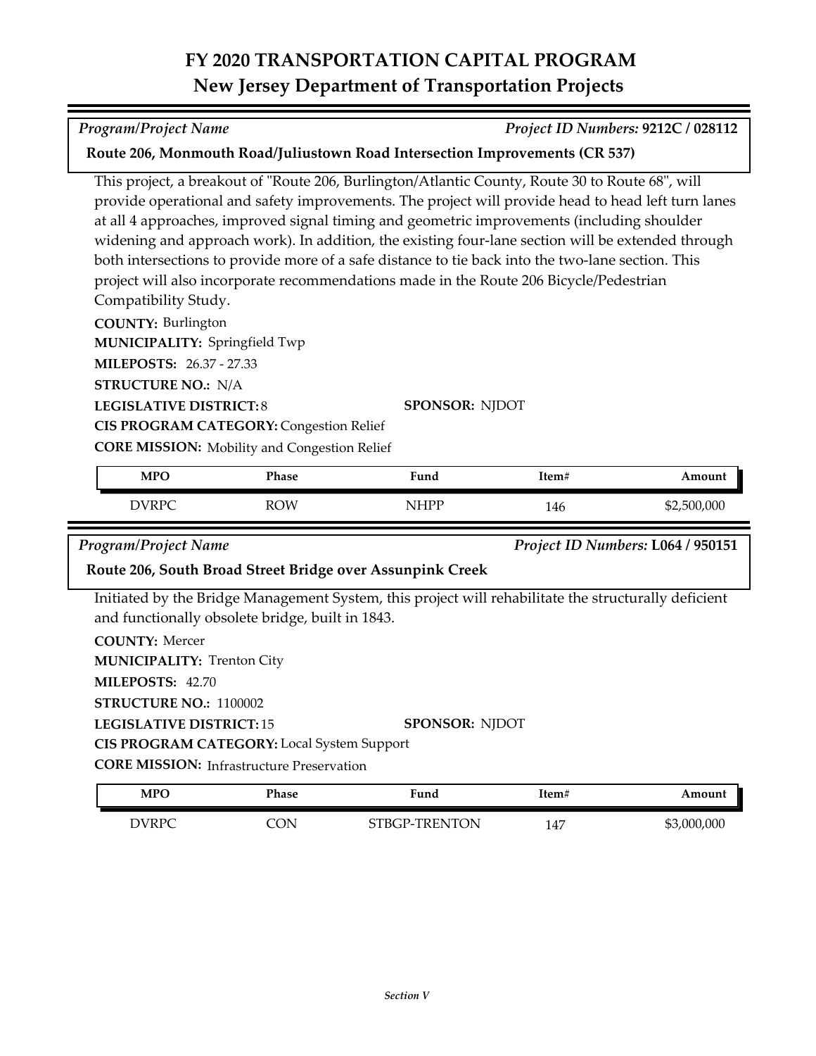# FY 2020 TRANSPORTATION CAPITAL PROGRAM
## New Jersey Department of Transportation Projects

*Program/Project Name* — *Project ID Numbers:* **9212C / 028112**

**Route 206, Monmouth Road/Juliustown Road Intersection Improvements (CR 537)**

This project, a breakout of "Route 206, Burlington/Atlantic County, Route 30 to Route 68", will provide operational and safety improvements. The project will provide head to head left turn lanes at all 4 approaches, improved signal timing and geometric improvements (including shoulder widening and approach work). In addition, the existing four-lane section will be extended through both intersections to provide more of a safe distance to tie back into the two-lane section. This project will also incorporate recommendations made in the Route 206 Bicycle/Pedestrian Compatibility Study.

**COUNTY:** Burlington
**MUNICIPALITY:** Springfield Twp
**MILEPOSTS:** 26.37 - 27.33
**STRUCTURE NO.:** N/A
**LEGISLATIVE DISTRICT:** 8
**SPONSOR:** NJDOT
**CIS PROGRAM CATEGORY:** Congestion Relief
**CORE MISSION:** Mobility and Congestion Relief

| MPO | Phase | Fund | Item# | Amount |
|---|---|---|---|---|
| DVRPC | ROW | NHPP | 146 | $2,500,000 |

*Program/Project Name* — *Project ID Numbers:* **L064 / 950151**

**Route 206, South Broad Street Bridge over Assunpink Creek**

Initiated by the Bridge Management System, this project will rehabilitate the structurally deficient and functionally obsolete bridge, built in 1843.

**COUNTY:** Mercer
**MUNICIPALITY:** Trenton City
**MILEPOSTS:** 42.70
**STRUCTURE NO.:** 1100002
**LEGISLATIVE DISTRICT:** 15
**SPONSOR:** NJDOT
**CIS PROGRAM CATEGORY:** Local System Support
**CORE MISSION:** Infrastructure Preservation

| MPO | Phase | Fund | Item# | Amount |
|---|---|---|---|---|
| DVRPC | CON | STBGP-TRENTON | 147 | $3,000,000 |